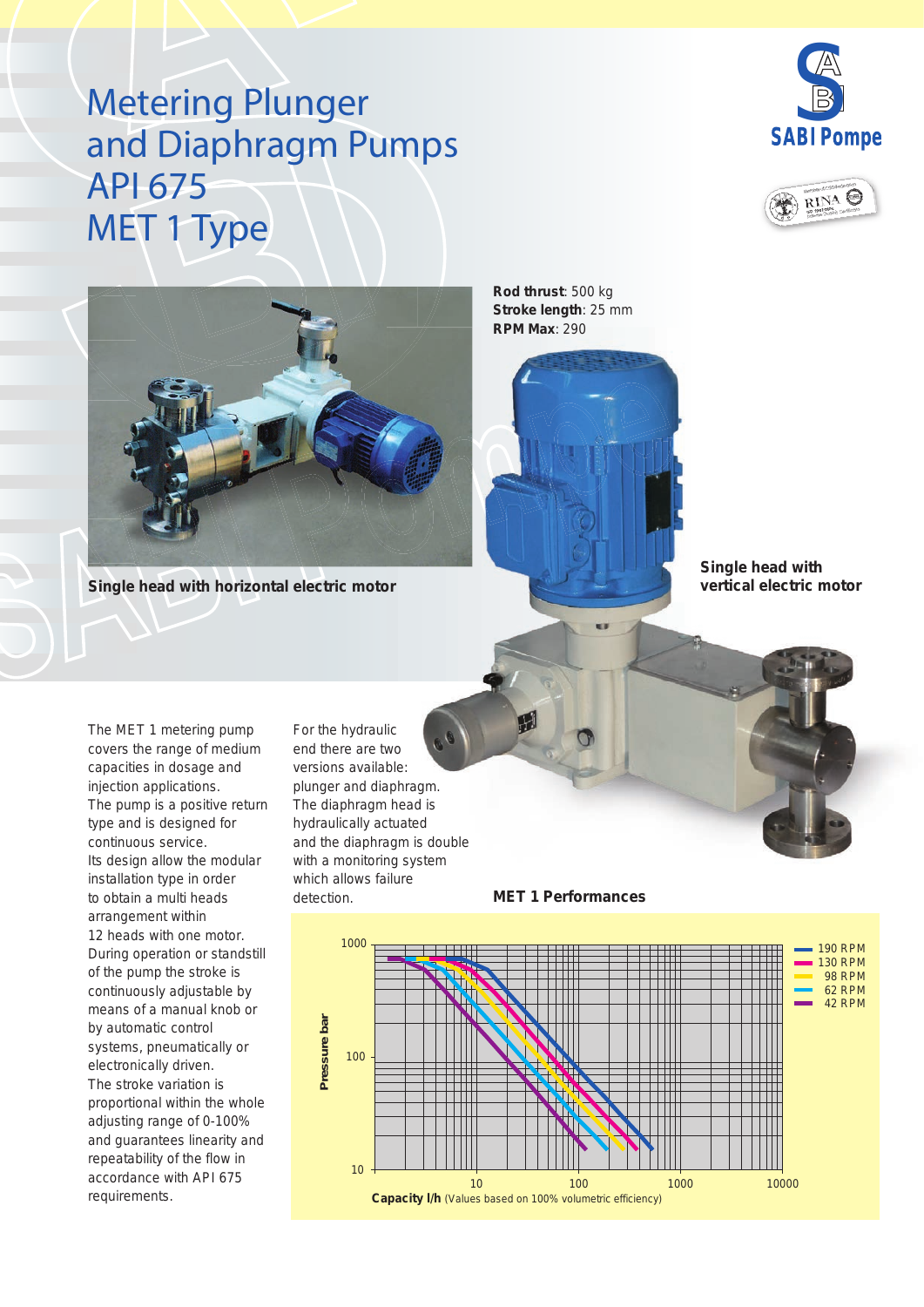# Metering Plunger and Diaphragm Pumps API 675 MET 1 Type

SABI Pompe

**Rod thrust**: 500 kg
**Stroke length**: 25 mm
**RPM Max**: 290

Single head with horizontal electric motor

Single head with vertical electric motor

The MET 1 metering pump covers the range of medium capacities in dosage and injection applications.
The pump is a positive return type and is designed for continuous service.
Its design allow the modular installation type in order to obtain a multi heads arrangement within 12 heads with one motor.
During operation or standstill of the pump the stroke is continuously adjustable by means of a manual knob or by automatic control systems, pneumatically or electronically driven.
The stroke variation is proportional within the whole adjusting range of 0-100% and guarantees linearity and repeatability of the flow in accordance with API 675 requirements.

For the hydraulic end there are two versions available: plunger and diaphragm.
The diaphragm head is hydraulically actuated and the diaphragm is double with a monitoring system which allows failure detection.

**MET 1 Performances**

Pressure bar

- 190 RPM
- 130 RPM
- 98 RPM
- 62 RPM
- 42 RPM

**Capacity l/h** (Values based on 100% volumetric efficiency)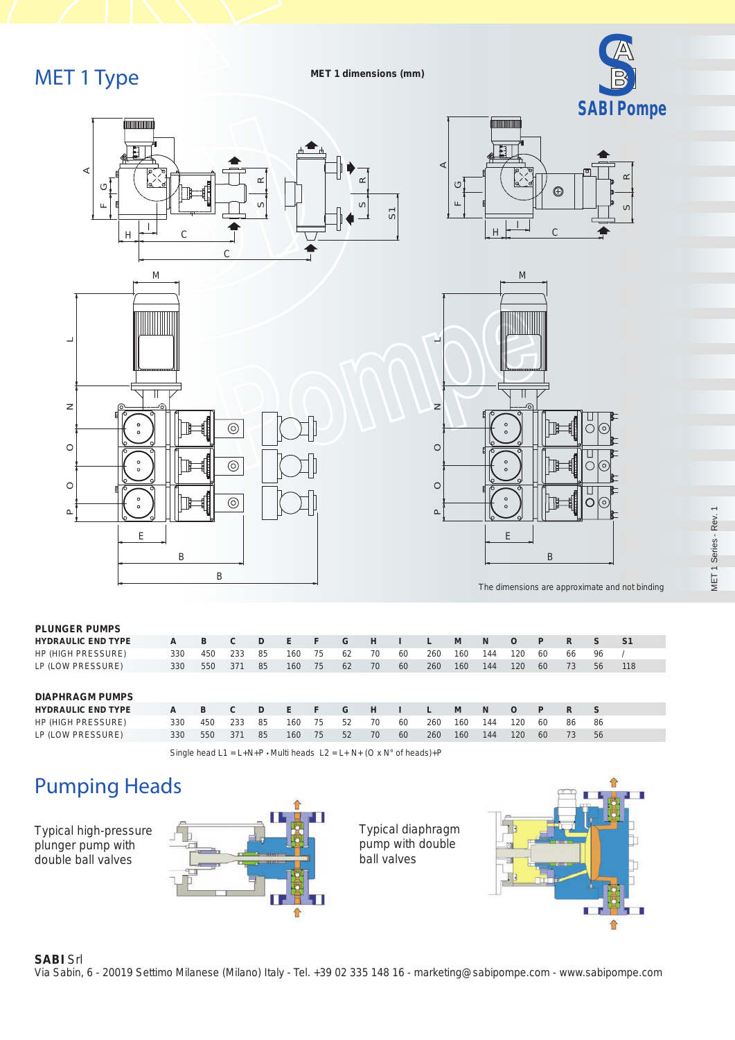# MET 1 Type

MET 1 dimensions (mm)

A
G
F
H
I
C
C
R
S
S1
M
L
N
O
O
P
E
B
B

The dimensions are approximate and not binding

**PLUNGER PUMPS**

| HYDRAULIC END TYPE | A | B | C | D | E | F | G | H | I | L | M | N | O | P | R | S | S1 |
|---|---|---|---|---|---|---|---|---|---|---|---|---|---|---|---|---|---|
| HP (HIGH PRESSURE) | 330 | 450 | 233 | 85 | 160 | 75 | 62 | 70 | 60 | 260 | 160 | 144 | 120 | 60 | 66 | 96 | / |
| LP (LOW PRESSURE) | 330 | 550 | 371 | 85 | 160 | 75 | 62 | 70 | 60 | 260 | 160 | 144 | 120 | 60 | 73 | 56 | 118 |

**DIAPHRAGM PUMPS**

| HYDRAULIC END TYPE | A | B | C | D | E | F | G | H | I | L | M | N | O | P | R | S |
|---|---|---|---|---|---|---|---|---|---|---|---|---|---|---|---|---|
| HP (HIGH PRESSURE) | 330 | 450 | 233 | 85 | 160 | 75 | 52 | 70 | 60 | 260 | 160 | 144 | 120 | 60 | 86 | 86 |
| LP (LOW PRESSURE) | 330 | 550 | 371 | 85 | 160 | 75 | 52 | 70 | 60 | 260 | 160 | 144 | 120 | 60 | 73 | 56 |

Single head L1 = L+N+P • Multi heads L2 = L+ N+ (O x N° of heads)+P

# Pumping Heads

Typical high-pressure plunger pump with double ball valves

Typical diaphragm pump with double ball valves

**SABI** Srl
Via Sabin, 6 - 20019 Settimo Milanese (Milano) Italy - Tel. +39 02 335 148 16 - marketing@sabipompe.com - www.sabipompe.com